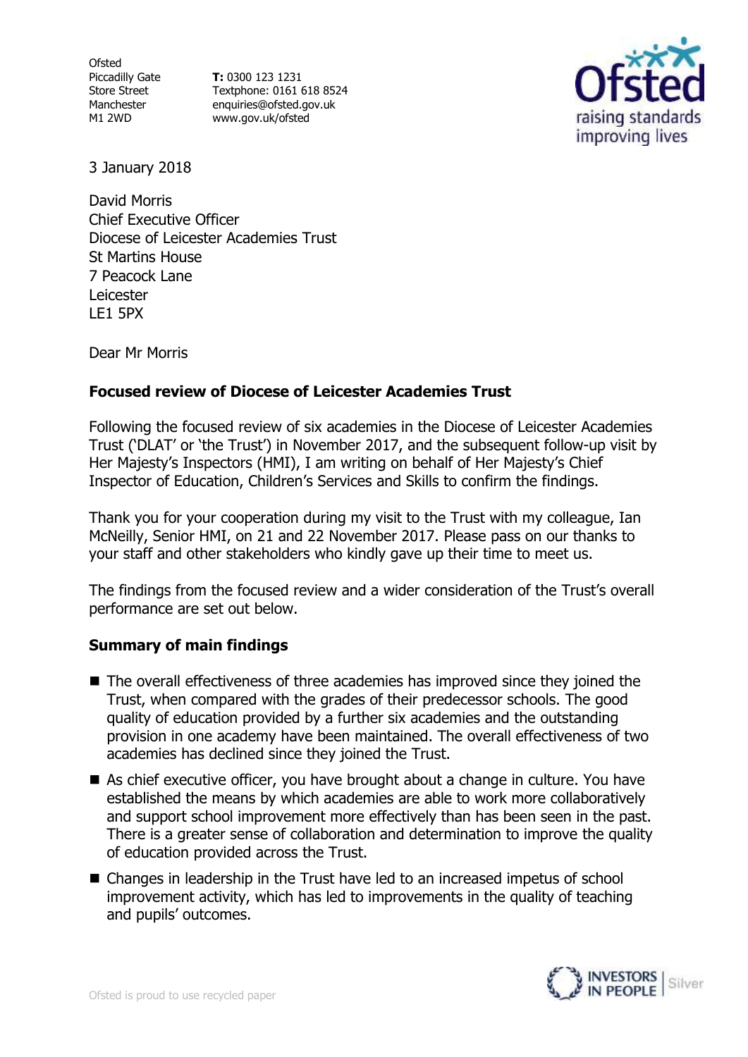Ofsted
Piccadilly Gate
Store Street
Manchester
M1 2WD

**T:** 0300 123 1231
Textphone: 0161 618 8524
enquiries@ofsted.gov.uk
www.gov.uk/ofsted

3 January 2018

David Morris
Chief Executive Officer
Diocese of Leicester Academies Trust
St Martins House
7 Peacock Lane
Leicester
LE1 5PX

Dear Mr Morris

**Focused review of Diocese of Leicester Academies Trust**

Following the focused review of six academies in the Diocese of Leicester Academies Trust ('DLAT' or 'the Trust') in November 2017, and the subsequent follow-up visit by Her Majesty's Inspectors (HMI), I am writing on behalf of Her Majesty's Chief Inspector of Education, Children's Services and Skills to confirm the findings.

Thank you for your cooperation during my visit to the Trust with my colleague, Ian McNeilly, Senior HMI, on 21 and 22 November 2017. Please pass on our thanks to your staff and other stakeholders who kindly gave up their time to meet us.

The findings from the focused review and a wider consideration of the Trust's overall performance are set out below.

**Summary of main findings**

- The overall effectiveness of three academies has improved since they joined the Trust, when compared with the grades of their predecessor schools. The good quality of education provided by a further six academies and the outstanding provision in one academy have been maintained. The overall effectiveness of two academies has declined since they joined the Trust.
- As chief executive officer, you have brought about a change in culture. You have established the means by which academies are able to work more collaboratively and support school improvement more effectively than has been seen in the past. There is a greater sense of collaboration and determination to improve the quality of education provided across the Trust.
- Changes in leadership in the Trust have led to an increased impetus of school improvement activity, which has led to improvements in the quality of teaching and pupils' outcomes.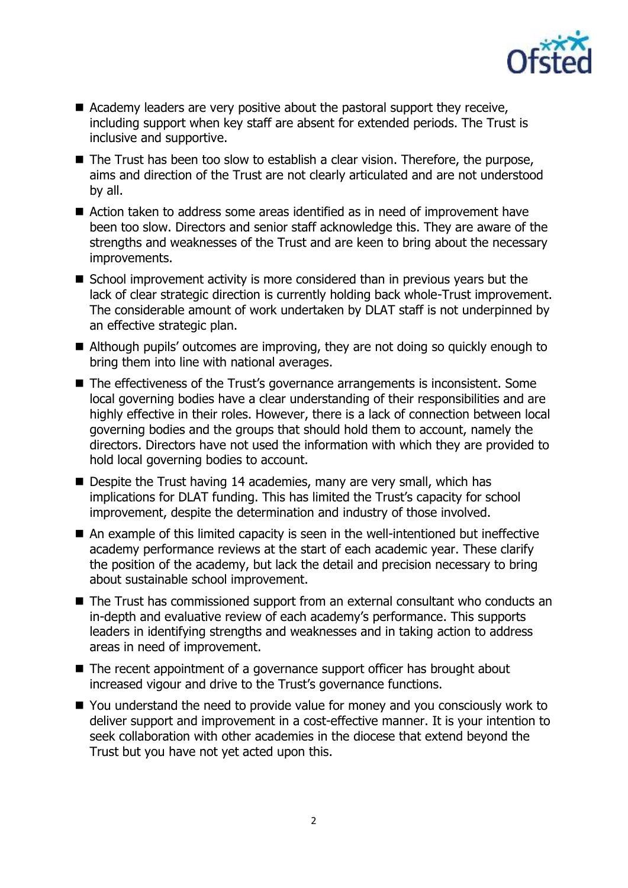- Academy leaders are very positive about the pastoral support they receive, including support when key staff are absent for extended periods. The Trust is inclusive and supportive.
- The Trust has been too slow to establish a clear vision. Therefore, the purpose, aims and direction of the Trust are not clearly articulated and are not understood by all.
- Action taken to address some areas identified as in need of improvement have been too slow. Directors and senior staff acknowledge this. They are aware of the strengths and weaknesses of the Trust and are keen to bring about the necessary improvements.
- School improvement activity is more considered than in previous years but the lack of clear strategic direction is currently holding back whole-Trust improvement. The considerable amount of work undertaken by DLAT staff is not underpinned by an effective strategic plan.
- Although pupils' outcomes are improving, they are not doing so quickly enough to bring them into line with national averages.
- The effectiveness of the Trust's governance arrangements is inconsistent. Some local governing bodies have a clear understanding of their responsibilities and are highly effective in their roles. However, there is a lack of connection between local governing bodies and the groups that should hold them to account, namely the directors. Directors have not used the information with which they are provided to hold local governing bodies to account.
- Despite the Trust having 14 academies, many are very small, which has implications for DLAT funding. This has limited the Trust's capacity for school improvement, despite the determination and industry of those involved.
- An example of this limited capacity is seen in the well-intentioned but ineffective academy performance reviews at the start of each academic year. These clarify the position of the academy, but lack the detail and precision necessary to bring about sustainable school improvement.
- The Trust has commissioned support from an external consultant who conducts an in-depth and evaluative review of each academy's performance. This supports leaders in identifying strengths and weaknesses and in taking action to address areas in need of improvement.
- The recent appointment of a governance support officer has brought about increased vigour and drive to the Trust's governance functions.
- You understand the need to provide value for money and you consciously work to deliver support and improvement in a cost-effective manner. It is your intention to seek collaboration with other academies in the diocese that extend beyond the Trust but you have not yet acted upon this.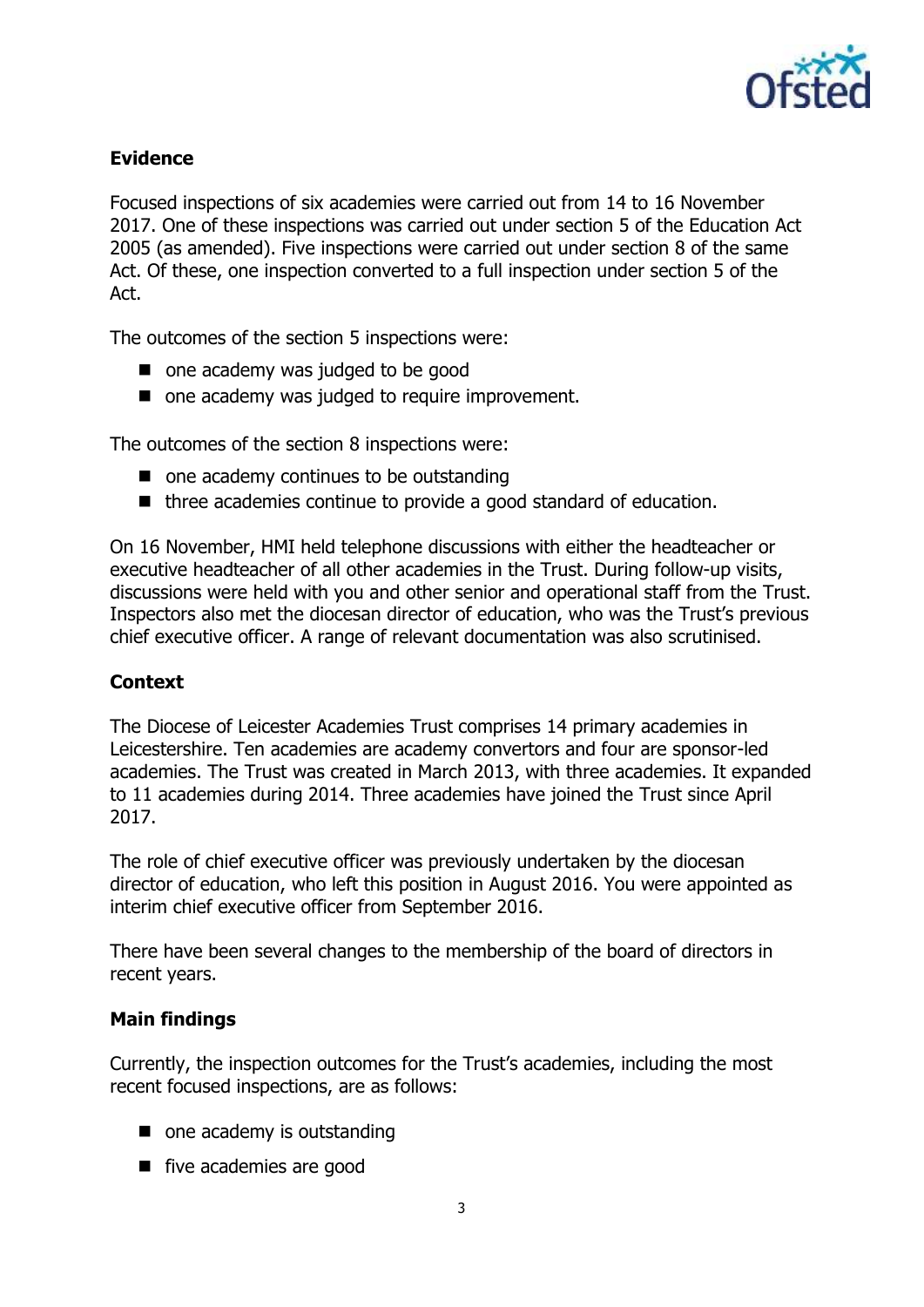## Evidence

Focused inspections of six academies were carried out from 14 to 16 November 2017. One of these inspections was carried out under section 5 of the Education Act 2005 (as amended). Five inspections were carried out under section 8 of the same Act. Of these, one inspection converted to a full inspection under section 5 of the Act.

The outcomes of the section 5 inspections were:

- one academy was judged to be good
- one academy was judged to require improvement.

The outcomes of the section 8 inspections were:

- one academy continues to be outstanding
- three academies continue to provide a good standard of education.

On 16 November, HMI held telephone discussions with either the headteacher or executive headteacher of all other academies in the Trust. During follow-up visits, discussions were held with you and other senior and operational staff from the Trust. Inspectors also met the diocesan director of education, who was the Trust's previous chief executive officer. A range of relevant documentation was also scrutinised.

## Context

The Diocese of Leicester Academies Trust comprises 14 primary academies in Leicestershire. Ten academies are academy convertors and four are sponsor-led academies. The Trust was created in March 2013, with three academies. It expanded to 11 academies during 2014. Three academies have joined the Trust since April 2017.

The role of chief executive officer was previously undertaken by the diocesan director of education, who left this position in August 2016. You were appointed as interim chief executive officer from September 2016.

There have been several changes to the membership of the board of directors in recent years.

## Main findings

Currently, the inspection outcomes for the Trust's academies, including the most recent focused inspections, are as follows:

- one academy is outstanding
- five academies are good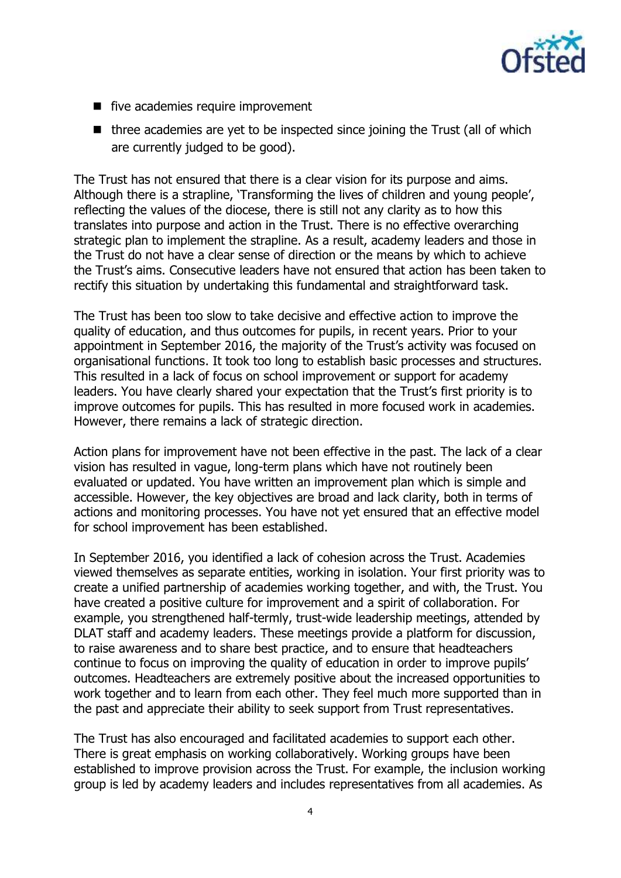- five academies require improvement
- three academies are yet to be inspected since joining the Trust (all of which are currently judged to be good).

The Trust has not ensured that there is a clear vision for its purpose and aims. Although there is a strapline, 'Transforming the lives of children and young people', reflecting the values of the diocese, there is still not any clarity as to how this translates into purpose and action in the Trust. There is no effective overarching strategic plan to implement the strapline. As a result, academy leaders and those in the Trust do not have a clear sense of direction or the means by which to achieve the Trust's aims. Consecutive leaders have not ensured that action has been taken to rectify this situation by undertaking this fundamental and straightforward task.

The Trust has been too slow to take decisive and effective action to improve the quality of education, and thus outcomes for pupils, in recent years. Prior to your appointment in September 2016, the majority of the Trust's activity was focused on organisational functions. It took too long to establish basic processes and structures. This resulted in a lack of focus on school improvement or support for academy leaders. You have clearly shared your expectation that the Trust's first priority is to improve outcomes for pupils. This has resulted in more focused work in academies. However, there remains a lack of strategic direction.

Action plans for improvement have not been effective in the past. The lack of a clear vision has resulted in vague, long-term plans which have not routinely been evaluated or updated. You have written an improvement plan which is simple and accessible. However, the key objectives are broad and lack clarity, both in terms of actions and monitoring processes. You have not yet ensured that an effective model for school improvement has been established.

In September 2016, you identified a lack of cohesion across the Trust. Academies viewed themselves as separate entities, working in isolation. Your first priority was to create a unified partnership of academies working together, and with, the Trust. You have created a positive culture for improvement and a spirit of collaboration. For example, you strengthened half-termly, trust-wide leadership meetings, attended by DLAT staff and academy leaders. These meetings provide a platform for discussion, to raise awareness and to share best practice, and to ensure that headteachers continue to focus on improving the quality of education in order to improve pupils' outcomes. Headteachers are extremely positive about the increased opportunities to work together and to learn from each other. They feel much more supported than in the past and appreciate their ability to seek support from Trust representatives.

The Trust has also encouraged and facilitated academies to support each other. There is great emphasis on working collaboratively. Working groups have been established to improve provision across the Trust. For example, the inclusion working group is led by academy leaders and includes representatives from all academies. As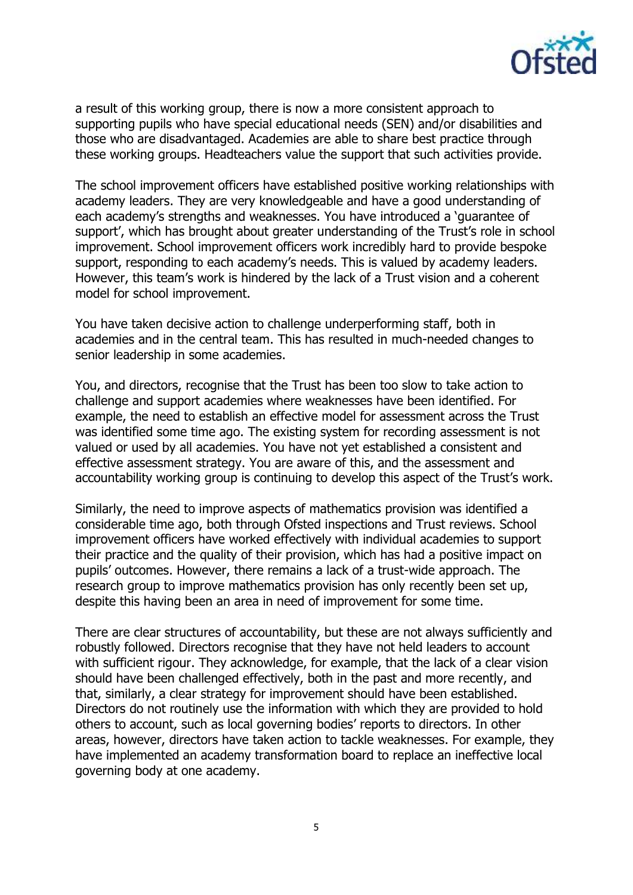a result of this working group, there is now a more consistent approach to supporting pupils who have special educational needs (SEN) and/or disabilities and those who are disadvantaged. Academies are able to share best practice through these working groups. Headteachers value the support that such activities provide.

The school improvement officers have established positive working relationships with academy leaders. They are very knowledgeable and have a good understanding of each academy's strengths and weaknesses. You have introduced a 'guarantee of support', which has brought about greater understanding of the Trust's role in school improvement. School improvement officers work incredibly hard to provide bespoke support, responding to each academy's needs. This is valued by academy leaders. However, this team's work is hindered by the lack of a Trust vision and a coherent model for school improvement.

You have taken decisive action to challenge underperforming staff, both in academies and in the central team. This has resulted in much-needed changes to senior leadership in some academies.

You, and directors, recognise that the Trust has been too slow to take action to challenge and support academies where weaknesses have been identified. For example, the need to establish an effective model for assessment across the Trust was identified some time ago. The existing system for recording assessment is not valued or used by all academies. You have not yet established a consistent and effective assessment strategy. You are aware of this, and the assessment and accountability working group is continuing to develop this aspect of the Trust's work.

Similarly, the need to improve aspects of mathematics provision was identified a considerable time ago, both through Ofsted inspections and Trust reviews. School improvement officers have worked effectively with individual academies to support their practice and the quality of their provision, which has had a positive impact on pupils' outcomes. However, there remains a lack of a trust-wide approach. The research group to improve mathematics provision has only recently been set up, despite this having been an area in need of improvement for some time.

There are clear structures of accountability, but these are not always sufficiently and robustly followed. Directors recognise that they have not held leaders to account with sufficient rigour. They acknowledge, for example, that the lack of a clear vision should have been challenged effectively, both in the past and more recently, and that, similarly, a clear strategy for improvement should have been established. Directors do not routinely use the information with which they are provided to hold others to account, such as local governing bodies' reports to directors. In other areas, however, directors have taken action to tackle weaknesses. For example, they have implemented an academy transformation board to replace an ineffective local governing body at one academy.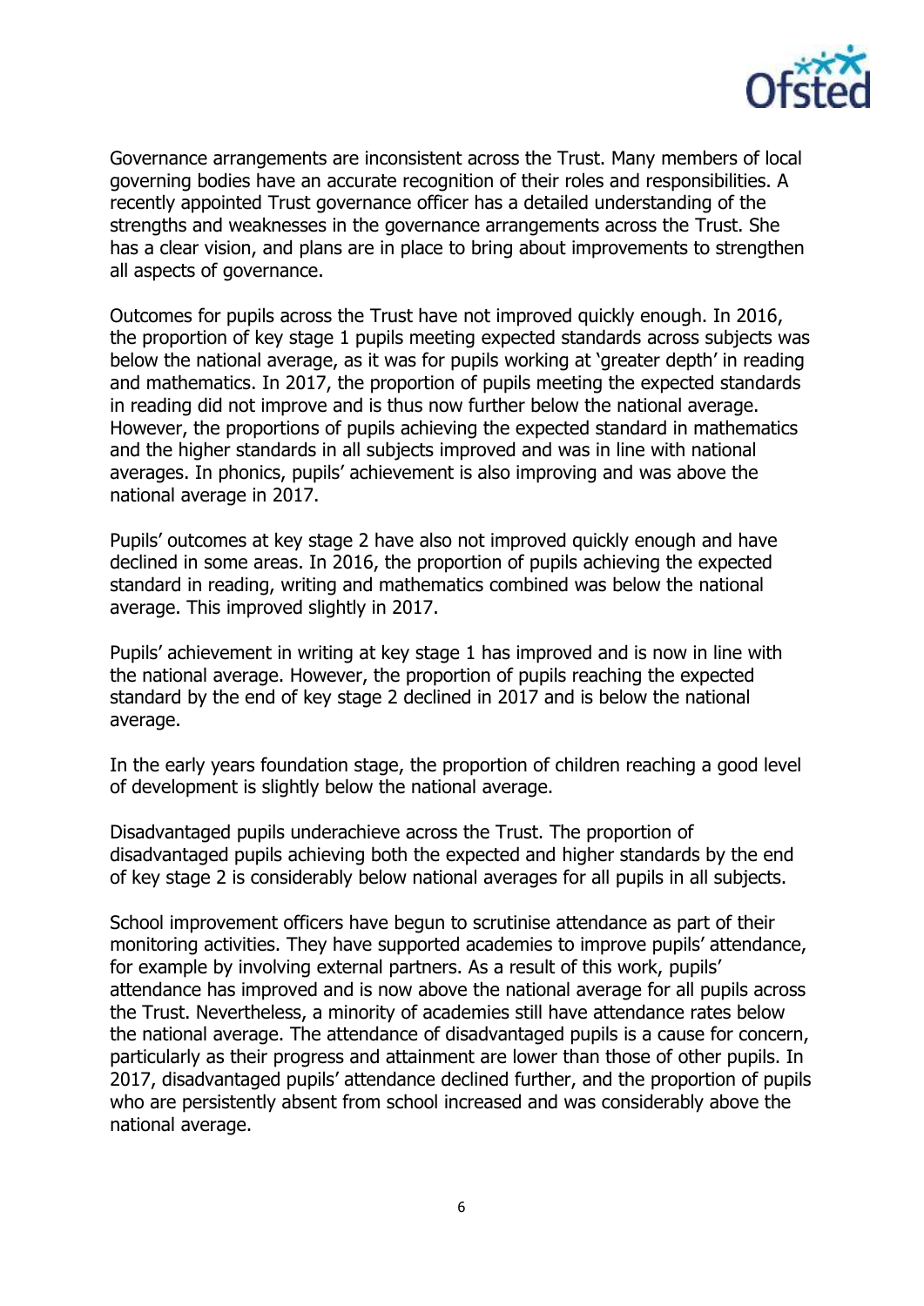Governance arrangements are inconsistent across the Trust. Many members of local governing bodies have an accurate recognition of their roles and responsibilities. A recently appointed Trust governance officer has a detailed understanding of the strengths and weaknesses in the governance arrangements across the Trust. She has a clear vision, and plans are in place to bring about improvements to strengthen all aspects of governance.

Outcomes for pupils across the Trust have not improved quickly enough. In 2016, the proportion of key stage 1 pupils meeting expected standards across subjects was below the national average, as it was for pupils working at 'greater depth' in reading and mathematics. In 2017, the proportion of pupils meeting the expected standards in reading did not improve and is thus now further below the national average. However, the proportions of pupils achieving the expected standard in mathematics and the higher standards in all subjects improved and was in line with national averages. In phonics, pupils' achievement is also improving and was above the national average in 2017.

Pupils' outcomes at key stage 2 have also not improved quickly enough and have declined in some areas. In 2016, the proportion of pupils achieving the expected standard in reading, writing and mathematics combined was below the national average. This improved slightly in 2017.

Pupils' achievement in writing at key stage 1 has improved and is now in line with the national average. However, the proportion of pupils reaching the expected standard by the end of key stage 2 declined in 2017 and is below the national average.

In the early years foundation stage, the proportion of children reaching a good level of development is slightly below the national average.

Disadvantaged pupils underachieve across the Trust. The proportion of disadvantaged pupils achieving both the expected and higher standards by the end of key stage 2 is considerably below national averages for all pupils in all subjects.

School improvement officers have begun to scrutinise attendance as part of their monitoring activities. They have supported academies to improve pupils' attendance, for example by involving external partners. As a result of this work, pupils' attendance has improved and is now above the national average for all pupils across the Trust. Nevertheless, a minority of academies still have attendance rates below the national average. The attendance of disadvantaged pupils is a cause for concern, particularly as their progress and attainment are lower than those of other pupils. In 2017, disadvantaged pupils' attendance declined further, and the proportion of pupils who are persistently absent from school increased and was considerably above the national average.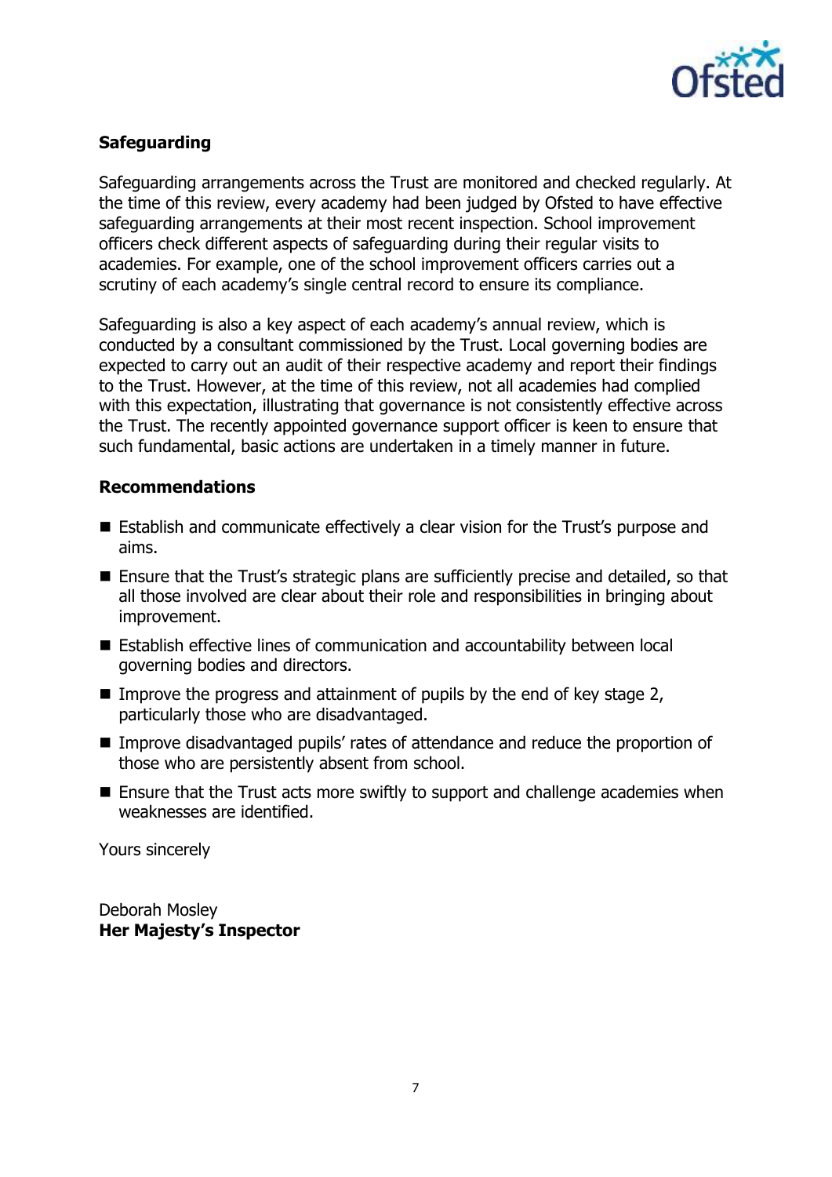## Safeguarding

Safeguarding arrangements across the Trust are monitored and checked regularly. At the time of this review, every academy had been judged by Ofsted to have effective safeguarding arrangements at their most recent inspection. School improvement officers check different aspects of safeguarding during their regular visits to academies. For example, one of the school improvement officers carries out a scrutiny of each academy's single central record to ensure its compliance.

Safeguarding is also a key aspect of each academy's annual review, which is conducted by a consultant commissioned by the Trust. Local governing bodies are expected to carry out an audit of their respective academy and report their findings to the Trust. However, at the time of this review, not all academies had complied with this expectation, illustrating that governance is not consistently effective across the Trust. The recently appointed governance support officer is keen to ensure that such fundamental, basic actions are undertaken in a timely manner in future.

## Recommendations

- Establish and communicate effectively a clear vision for the Trust's purpose and aims.
- Ensure that the Trust's strategic plans are sufficiently precise and detailed, so that all those involved are clear about their role and responsibilities in bringing about improvement.
- Establish effective lines of communication and accountability between local governing bodies and directors.
- Improve the progress and attainment of pupils by the end of key stage 2, particularly those who are disadvantaged.
- Improve disadvantaged pupils' rates of attendance and reduce the proportion of those who are persistently absent from school.
- Ensure that the Trust acts more swiftly to support and challenge academies when weaknesses are identified.

Yours sincerely

Deborah Mosley
**Her Majesty's Inspector**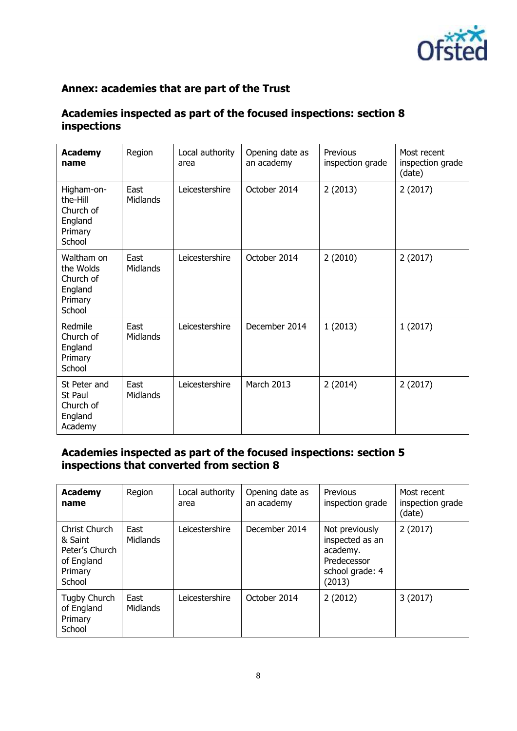## Annex: academies that are part of the Trust

### Academies inspected as part of the focused inspections: section 8 inspections

| **Academy name** | Region | Local authority area | Opening date as an academy | Previous inspection grade | Most recent inspection grade (date) |
|---|---|---|---|---|---|
| Higham-on-the-Hill Church of England Primary School | East Midlands | Leicestershire | October 2014 | 2 (2013) | 2 (2017) |
| Waltham on the Wolds Church of England Primary School | East Midlands | Leicestershire | October 2014 | 2 (2010) | 2 (2017) |
| Redmile Church of England Primary School | East Midlands | Leicestershire | December 2014 | 1 (2013) | 1 (2017) |
| St Peter and St Paul Church of England Academy | East Midlands | Leicestershire | March 2013 | 2 (2014) | 2 (2017) |

### Academies inspected as part of the focused inspections: section 5 inspections that converted from section 8

| **Academy name** | Region | Local authority area | Opening date as an academy | Previous inspection grade | Most recent inspection grade (date) |
|---|---|---|---|---|---|
| Christ Church & Saint Peter's Church of England Primary School | East Midlands | Leicestershire | December 2014 | Not previously inspected as an academy. Predecessor school grade: 4 (2013) | 2 (2017) |
| Tugby Church of England Primary School | East Midlands | Leicestershire | October 2014 | 2 (2012) | 3 (2017) |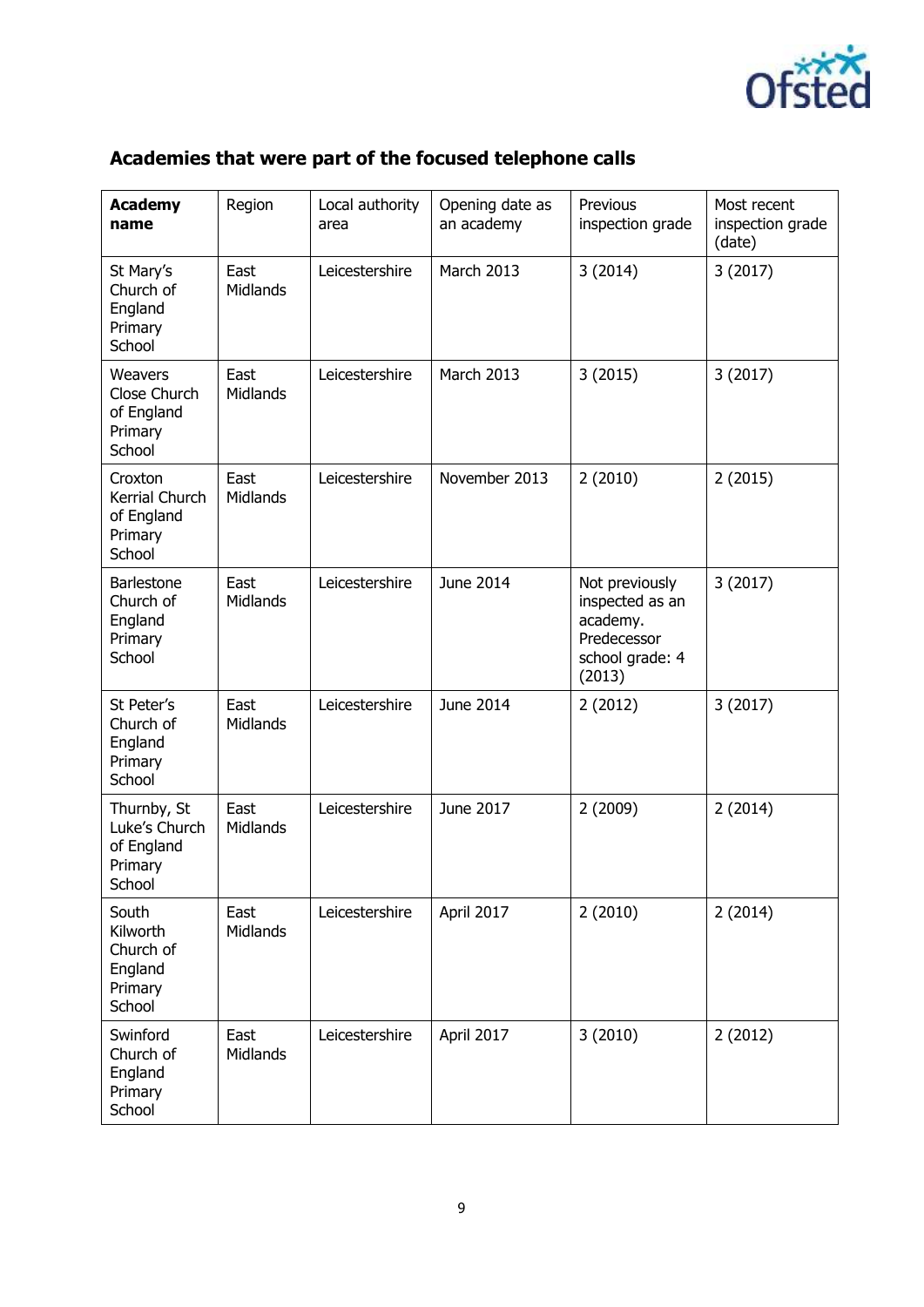## Academies that were part of the focused telephone calls

| **Academy name** | Region | Local authority area | Opening date as an academy | Previous inspection grade | Most recent inspection grade (date) |
|---|---|---|---|---|---|
| St Mary's Church of England Primary School | East Midlands | Leicestershire | March 2013 | 3 (2014) | 3 (2017) |
| Weavers Close Church of England Primary School | East Midlands | Leicestershire | March 2013 | 3 (2015) | 3 (2017) |
| Croxton Kerrial Church of England Primary School | East Midlands | Leicestershire | November 2013 | 2 (2010) | 2 (2015) |
| Barlestone Church of England Primary School | East Midlands | Leicestershire | June 2014 | Not previously inspected as an academy. Predecessor school grade: 4 (2013) | 3 (2017) |
| St Peter's Church of England Primary School | East Midlands | Leicestershire | June 2014 | 2 (2012) | 3 (2017) |
| Thurnby, St Luke's Church of England Primary School | East Midlands | Leicestershire | June 2017 | 2 (2009) | 2 (2014) |
| South Kilworth Church of England Primary School | East Midlands | Leicestershire | April 2017 | 2 (2010) | 2 (2014) |
| Swinford Church of England Primary School | East Midlands | Leicestershire | April 2017 | 3 (2010) | 2 (2012) |